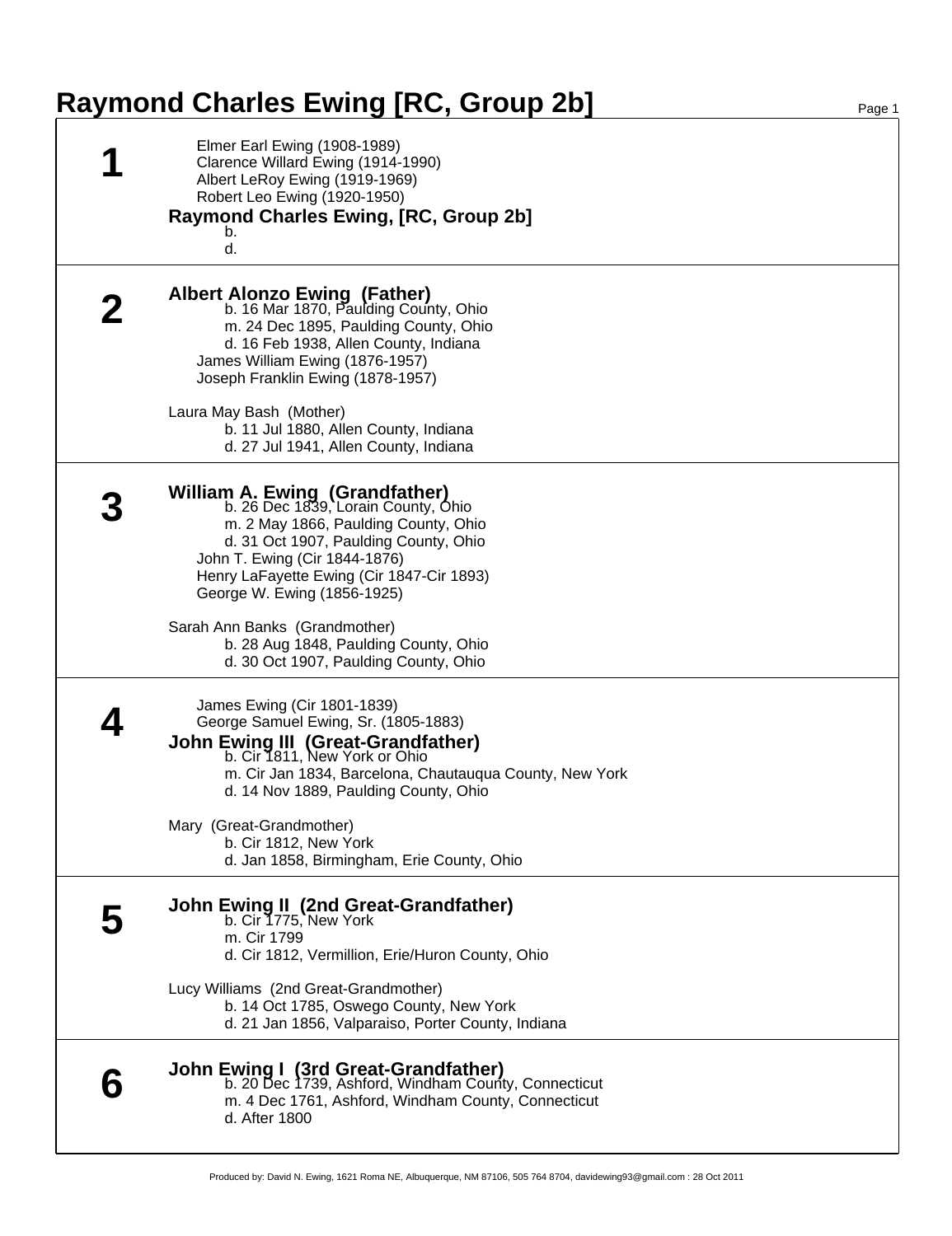# Raymond Charles Ewing [RC, Group 2b]

## 1

Elmer Earl Ewing (1908-1989)
Clarence Willard Ewing (1914-1990)
Albert LeRoy Ewing (1919-1969)
Robert Leo Ewing (1920-1950)

**Raymond Charles Ewing, [RC, Group 2b]**
b.
d.

## 2

**Albert Alonzo Ewing (Father)**
b. 16 Mar 1870, Paulding County, Ohio
m. 24 Dec 1895, Paulding County, Ohio
d. 16 Feb 1938, Allen County, Indiana

James William Ewing (1876-1957)
Joseph Franklin Ewing (1878-1957)

Laura May Bash (Mother)
b. 11 Jul 1880, Allen County, Indiana
d. 27 Jul 1941, Allen County, Indiana

## 3

**William A. Ewing (Grandfather)**
b. 26 Dec 1839, Lorain County, Ohio
m. 2 May 1866, Paulding County, Ohio
d. 31 Oct 1907, Paulding County, Ohio

John T. Ewing (Cir 1844-1876)
Henry LaFayette Ewing (Cir 1847-Cir 1893)
George W. Ewing (1856-1925)

Sarah Ann Banks (Grandmother)
b. 28 Aug 1848, Paulding County, Ohio
d. 30 Oct 1907, Paulding County, Ohio

## 4

James Ewing (Cir 1801-1839)
George Samuel Ewing, Sr. (1805-1883)

**John Ewing III (Great-Grandfather)**
b. Cir 1811, New York or Ohio
m. Cir Jan 1834, Barcelona, Chautauqua County, New York
d. 14 Nov 1889, Paulding County, Ohio

Mary (Great-Grandmother)
b. Cir 1812, New York
d. Jan 1858, Birmingham, Erie County, Ohio

## 5

**John Ewing II (2nd Great-Grandfather)**
b. Cir 1775, New York
m. Cir 1799
d. Cir 1812, Vermillion, Erie/Huron County, Ohio

Lucy Williams (2nd Great-Grandmother)
b. 14 Oct 1785, Oswego County, New York
d. 21 Jan 1856, Valparaiso, Porter County, Indiana

## 6

**John Ewing I (3rd Great-Grandfather)**
b. 20 Dec 1739, Ashford, Windham County, Connecticut
m. 4 Dec 1761, Ashford, Windham County, Connecticut
d. After 1800

Produced by: David N. Ewing, 1621 Roma NE, Albuquerque, NM 87106, 505 764 8704, davidewing93@gmail.com : 28 Oct 2011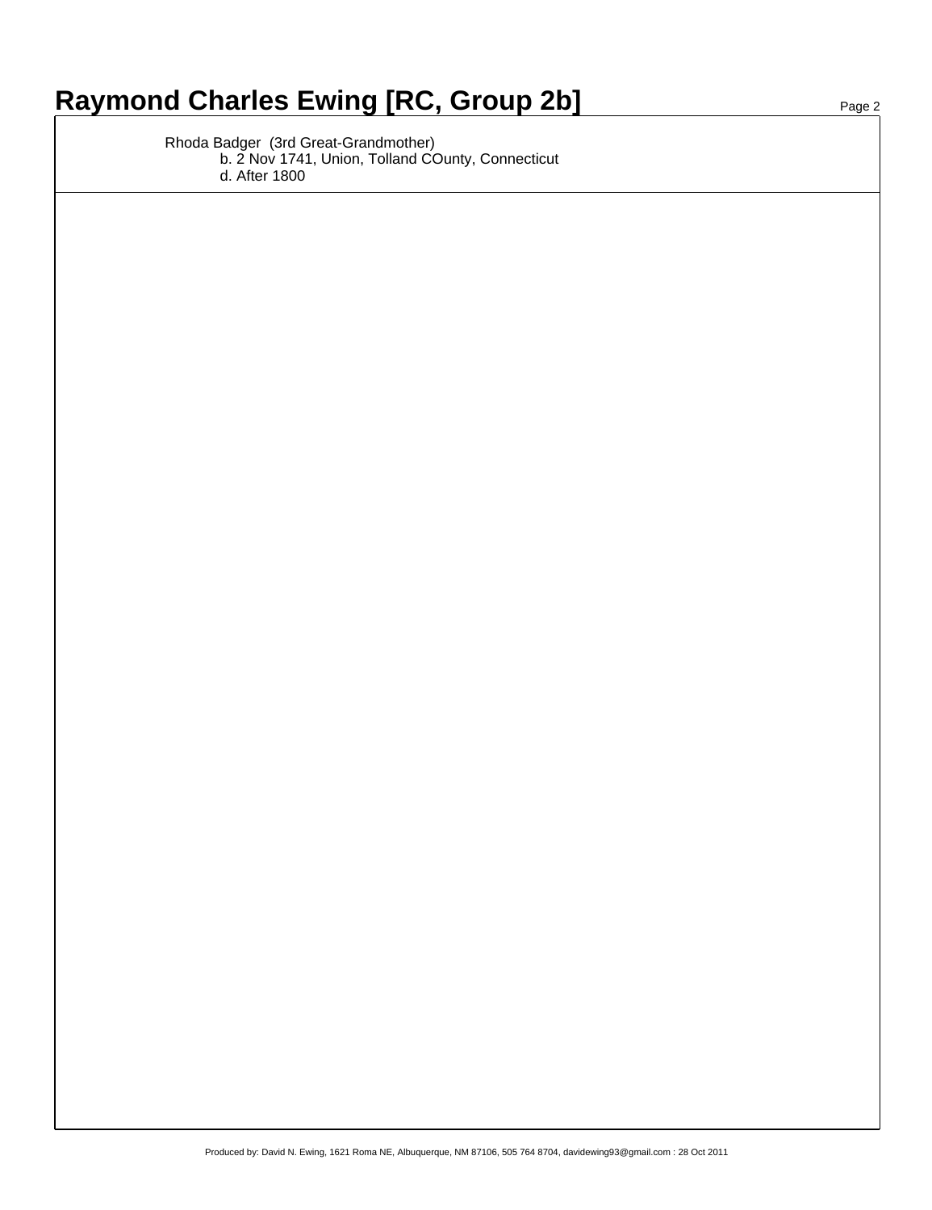Rhoda Badger (3rd Great-Grandmother)
b. 2 Nov 1741, Union, Tolland COunty, Connecticut
d. After 1800